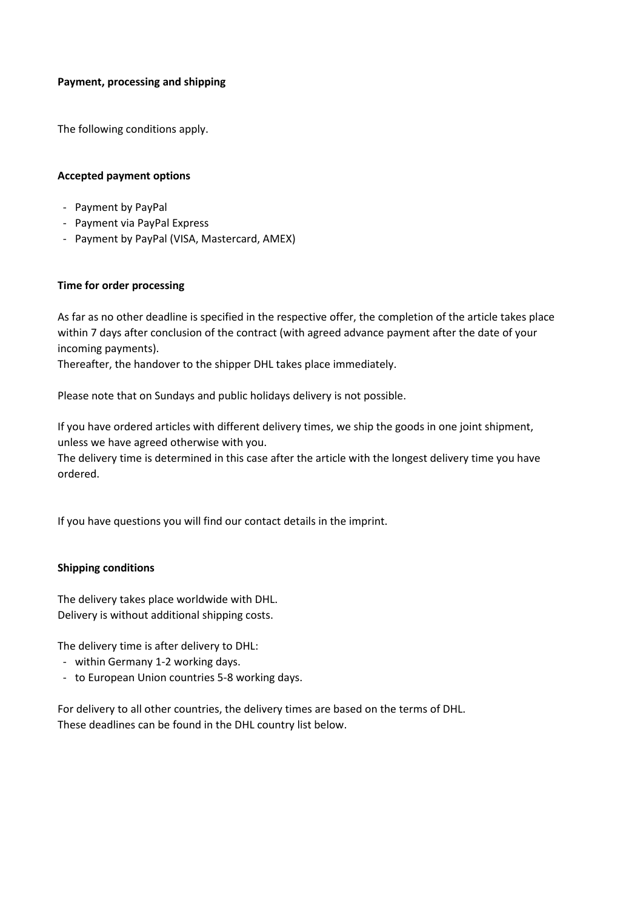**Payment, processing and shipping**

The following conditions apply.

**Accepted payment options**

- Payment by PayPal
- Payment via PayPal Express
- Payment by PayPal (VISA, Mastercard, AMEX)

**Time for order processing**

As far as no other deadline is specified in the respective offer, the completion of the article takes place within 7 days after conclusion of the contract (with agreed advance payment after the date of your incoming payments).
Thereafter, the handover to the shipper DHL takes place immediately.

Please note that on Sundays and public holidays delivery is not possible.

If you have ordered articles with different delivery times, we ship the goods in one joint shipment, unless we have agreed otherwise with you.
The delivery time is determined in this case after the article with the longest delivery time you have ordered.

If you have questions you will find our contact details in the imprint.

**Shipping conditions**

The delivery takes place worldwide with DHL.
Delivery is without additional shipping costs.

The delivery time is after delivery to DHL:

- within Germany 1-2 working days.
- to European Union countries 5-8 working days.

For delivery to all other countries, the delivery times are based on the terms of DHL.
These deadlines can be found in the DHL country list below.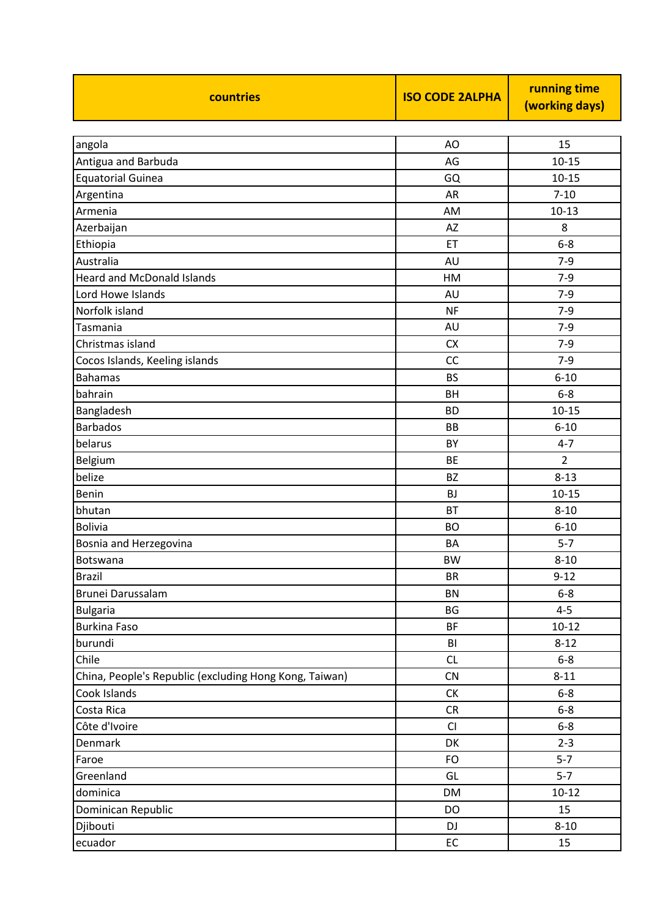| countries | ISO CODE 2ALPHA | running time (working days) |
|---|---|---|
| angola | AO | 15 |
| Antigua and Barbuda | AG | 10-15 |
| Equatorial Guinea | GQ | 10-15 |
| Argentina | AR | 7-10 |
| Armenia | AM | 10-13 |
| Azerbaijan | AZ | 8 |
| Ethiopia | ET | 6-8 |
| Australia | AU | 7-9 |
| Heard and McDonald Islands | HM | 7-9 |
| Lord Howe Islands | AU | 7-9 |
| Norfolk island | NF | 7-9 |
| Tasmania | AU | 7-9 |
| Christmas island | CX | 7-9 |
| Cocos Islands, Keeling islands | CC | 7-9 |
| Bahamas | BS | 6-10 |
| bahrain | BH | 6-8 |
| Bangladesh | BD | 10-15 |
| Barbados | BB | 6-10 |
| belarus | BY | 4-7 |
| Belgium | BE | 2 |
| belize | BZ | 8-13 |
| Benin | BJ | 10-15 |
| bhutan | BT | 8-10 |
| Bolivia | BO | 6-10 |
| Bosnia and Herzegovina | BA | 5-7 |
| Botswana | BW | 8-10 |
| Brazil | BR | 9-12 |
| Brunei Darussalam | BN | 6-8 |
| Bulgaria | BG | 4-5 |
| Burkina Faso | BF | 10-12 |
| burundi | BI | 8-12 |
| Chile | CL | 6-8 |
| China, People's Republic (excluding Hong Kong, Taiwan) | CN | 8-11 |
| Cook Islands | CK | 6-8 |
| Costa Rica | CR | 6-8 |
| Côte d'Ivoire | CI | 6-8 |
| Denmark | DK | 2-3 |
| Faroe | FO | 5-7 |
| Greenland | GL | 5-7 |
| dominica | DM | 10-12 |
| Dominican Republic | DO | 15 |
| Djibouti | DJ | 8-10 |
| ecuador | EC | 15 |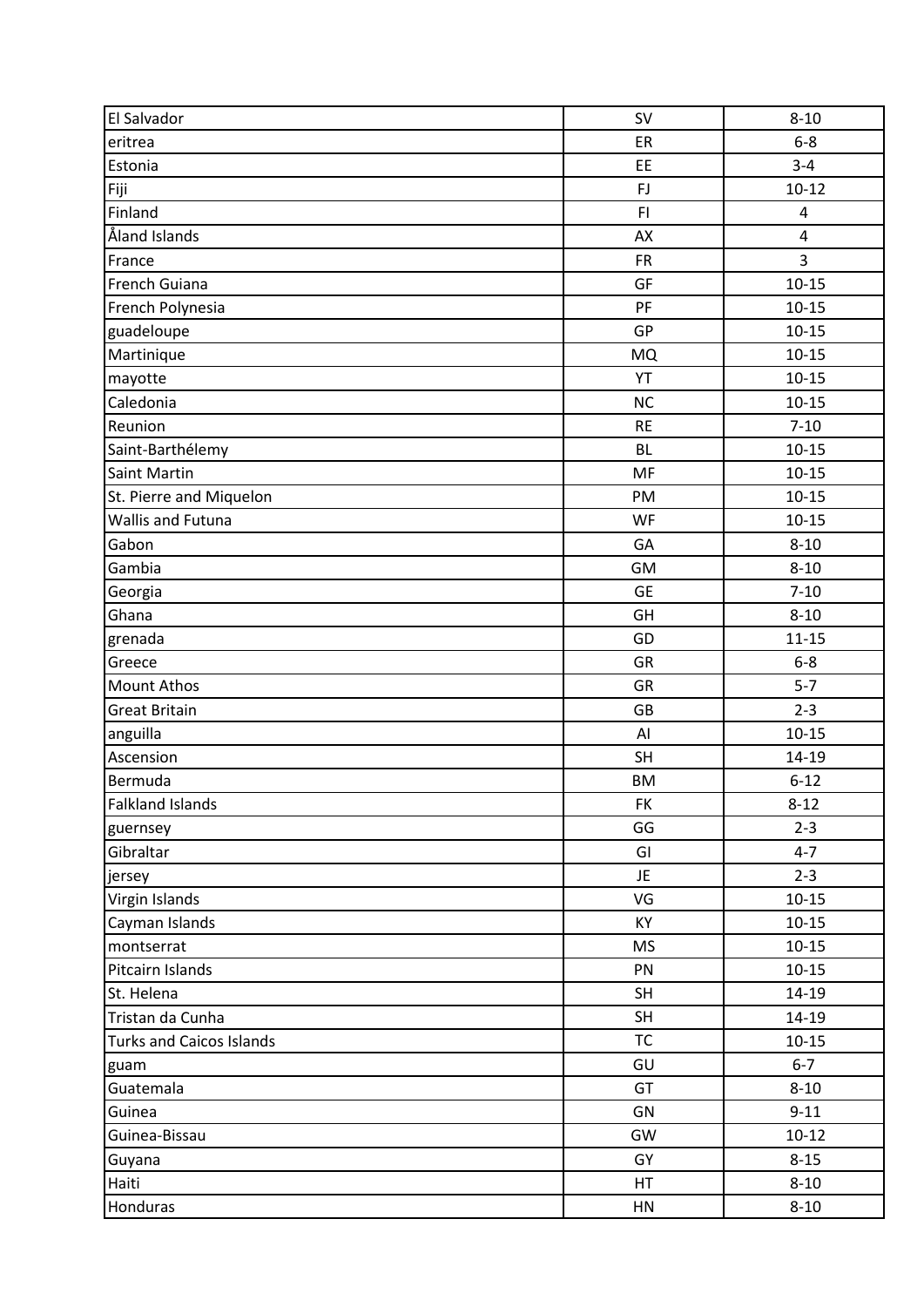| | | |
|---|---|---|
| El Salvador | SV | 8-10 |
| eritrea | ER | 6-8 |
| Estonia | EE | 3-4 |
| Fiji | FJ | 10-12 |
| Finland | FI | 4 |
| Åland Islands | AX | 4 |
| France | FR | 3 |
| French Guiana | GF | 10-15 |
| French Polynesia | PF | 10-15 |
| guadeloupe | GP | 10-15 |
| Martinique | MQ | 10-15 |
| mayotte | YT | 10-15 |
| Caledonia | NC | 10-15 |
| Reunion | RE | 7-10 |
| Saint-Barthélemy | BL | 10-15 |
| Saint Martin | MF | 10-15 |
| St. Pierre and Miquelon | PM | 10-15 |
| Wallis and Futuna | WF | 10-15 |
| Gabon | GA | 8-10 |
| Gambia | GM | 8-10 |
| Georgia | GE | 7-10 |
| Ghana | GH | 8-10 |
| grenada | GD | 11-15 |
| Greece | GR | 6-8 |
| Mount Athos | GR | 5-7 |
| Great Britain | GB | 2-3 |
| anguilla | AI | 10-15 |
| Ascension | SH | 14-19 |
| Bermuda | BM | 6-12 |
| Falkland Islands | FK | 8-12 |
| guernsey | GG | 2-3 |
| Gibraltar | GI | 4-7 |
| jersey | JE | 2-3 |
| Virgin Islands | VG | 10-15 |
| Cayman Islands | KY | 10-15 |
| montserrat | MS | 10-15 |
| Pitcairn Islands | PN | 10-15 |
| St. Helena | SH | 14-19 |
| Tristan da Cunha | SH | 14-19 |
| Turks and Caicos Islands | TC | 10-15 |
| guam | GU | 6-7 |
| Guatemala | GT | 8-10 |
| Guinea | GN | 9-11 |
| Guinea-Bissau | GW | 10-12 |
| Guyana | GY | 8-15 |
| Haiti | HT | 8-10 |
| Honduras | HN | 8-10 |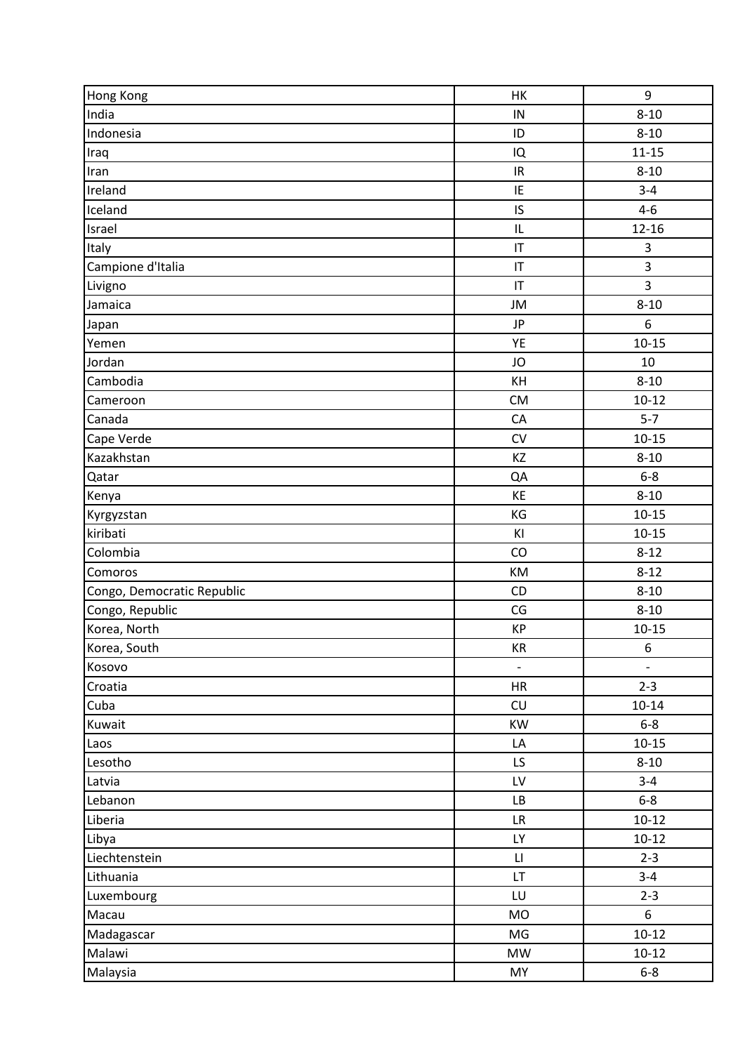| | | |
|---|---|---|
| Hong Kong | HK | 9 |
| India | IN | 8-10 |
| Indonesia | ID | 8-10 |
| Iraq | IQ | 11-15 |
| Iran | IR | 8-10 |
| Ireland | IE | 3-4 |
| Iceland | IS | 4-6 |
| Israel | IL | 12-16 |
| Italy | IT | 3 |
| Campione d'Italia | IT | 3 |
| Livigno | IT | 3 |
| Jamaica | JM | 8-10 |
| Japan | JP | 6 |
| Yemen | YE | 10-15 |
| Jordan | JO | 10 |
| Cambodia | KH | 8-10 |
| Cameroon | CM | 10-12 |
| Canada | CA | 5-7 |
| Cape Verde | CV | 10-15 |
| Kazakhstan | KZ | 8-10 |
| Qatar | QA | 6-8 |
| Kenya | KE | 8-10 |
| Kyrgyzstan | KG | 10-15 |
| kiribati | KI | 10-15 |
| Colombia | CO | 8-12 |
| Comoros | KM | 8-12 |
| Congo, Democratic Republic | CD | 8-10 |
| Congo, Republic | CG | 8-10 |
| Korea, North | KP | 10-15 |
| Korea, South | KR | 6 |
| Kosovo | - | - |
| Croatia | HR | 2-3 |
| Cuba | CU | 10-14 |
| Kuwait | KW | 6-8 |
| Laos | LA | 10-15 |
| Lesotho | LS | 8-10 |
| Latvia | LV | 3-4 |
| Lebanon | LB | 6-8 |
| Liberia | LR | 10-12 |
| Libya | LY | 10-12 |
| Liechtenstein | LI | 2-3 |
| Lithuania | LT | 3-4 |
| Luxembourg | LU | 2-3 |
| Macau | MO | 6 |
| Madagascar | MG | 10-12 |
| Malawi | MW | 10-12 |
| Malaysia | MY | 6-8 |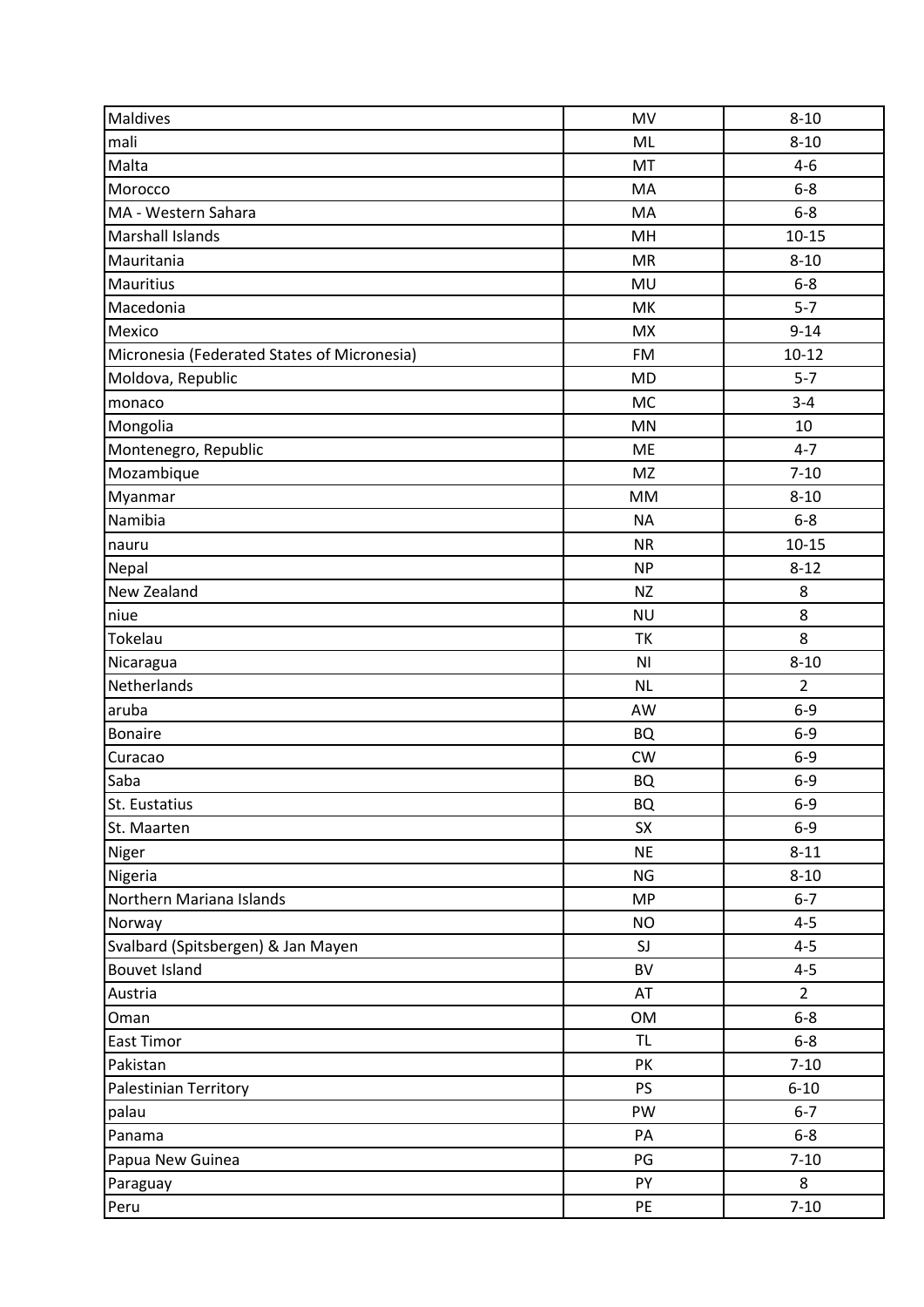| Maldives | MV | 8-10 |
|---|---|---|
| mali | ML | 8-10 |
| Malta | MT | 4-6 |
| Morocco | MA | 6-8 |
| MA - Western Sahara | MA | 6-8 |
| Marshall Islands | MH | 10-15 |
| Mauritania | MR | 8-10 |
| Mauritius | MU | 6-8 |
| Macedonia | MK | 5-7 |
| Mexico | MX | 9-14 |
| Micronesia (Federated States of Micronesia) | FM | 10-12 |
| Moldova, Republic | MD | 5-7 |
| monaco | MC | 3-4 |
| Mongolia | MN | 10 |
| Montenegro, Republic | ME | 4-7 |
| Mozambique | MZ | 7-10 |
| Myanmar | MM | 8-10 |
| Namibia | NA | 6-8 |
| nauru | NR | 10-15 |
| Nepal | NP | 8-12 |
| New Zealand | NZ | 8 |
| niue | NU | 8 |
| Tokelau | TK | 8 |
| Nicaragua | NI | 8-10 |
| Netherlands | NL | 2 |
| aruba | AW | 6-9 |
| Bonaire | BQ | 6-9 |
| Curacao | CW | 6-9 |
| Saba | BQ | 6-9 |
| St. Eustatius | BQ | 6-9 |
| St. Maarten | SX | 6-9 |
| Niger | NE | 8-11 |
| Nigeria | NG | 8-10 |
| Northern Mariana Islands | MP | 6-7 |
| Norway | NO | 4-5 |
| Svalbard (Spitsbergen) & Jan Mayen | SJ | 4-5 |
| Bouvet Island | BV | 4-5 |
| Austria | AT | 2 |
| Oman | OM | 6-8 |
| East Timor | TL | 6-8 |
| Pakistan | PK | 7-10 |
| Palestinian Territory | PS | 6-10 |
| palau | PW | 6-7 |
| Panama | PA | 6-8 |
| Papua New Guinea | PG | 7-10 |
| Paraguay | PY | 8 |
| Peru | PE | 7-10 |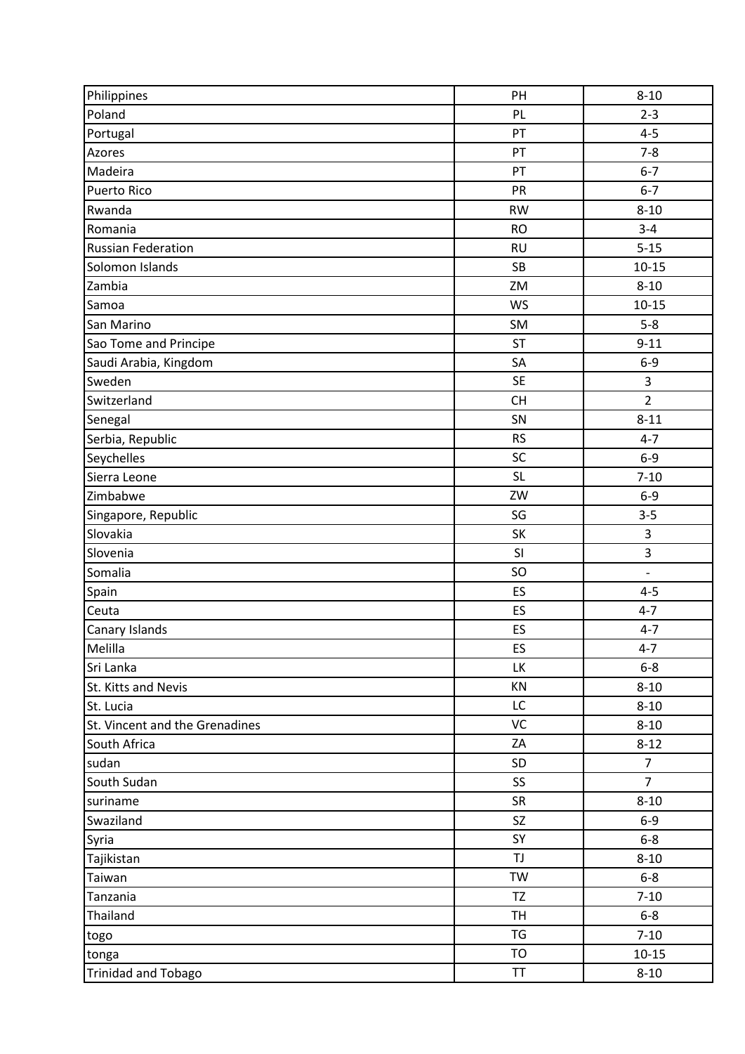| Philippines | PH | 8-10 |
|---|---|---|
| Poland | PL | 2-3 |
| Portugal | PT | 4-5 |
| Azores | PT | 7-8 |
| Madeira | PT | 6-7 |
| Puerto Rico | PR | 6-7 |
| Rwanda | RW | 8-10 |
| Romania | RO | 3-4 |
| Russian Federation | RU | 5-15 |
| Solomon Islands | SB | 10-15 |
| Zambia | ZM | 8-10 |
| Samoa | WS | 10-15 |
| San Marino | SM | 5-8 |
| Sao Tome and Principe | ST | 9-11 |
| Saudi Arabia, Kingdom | SA | 6-9 |
| Sweden | SE | 3 |
| Switzerland | CH | 2 |
| Senegal | SN | 8-11 |
| Serbia, Republic | RS | 4-7 |
| Seychelles | SC | 6-9 |
| Sierra Leone | SL | 7-10 |
| Zimbabwe | ZW | 6-9 |
| Singapore, Republic | SG | 3-5 |
| Slovakia | SK | 3 |
| Slovenia | SI | 3 |
| Somalia | SO | - |
| Spain | ES | 4-5 |
| Ceuta | ES | 4-7 |
| Canary Islands | ES | 4-7 |
| Melilla | ES | 4-7 |
| Sri Lanka | LK | 6-8 |
| St. Kitts and Nevis | KN | 8-10 |
| St. Lucia | LC | 8-10 |
| St. Vincent and the Grenadines | VC | 8-10 |
| South Africa | ZA | 8-12 |
| sudan | SD | 7 |
| South Sudan | SS | 7 |
| suriname | SR | 8-10 |
| Swaziland | SZ | 6-9 |
| Syria | SY | 6-8 |
| Tajikistan | TJ | 8-10 |
| Taiwan | TW | 6-8 |
| Tanzania | TZ | 7-10 |
| Thailand | TH | 6-8 |
| togo | TG | 7-10 |
| tonga | TO | 10-15 |
| Trinidad and Tobago | TT | 8-10 |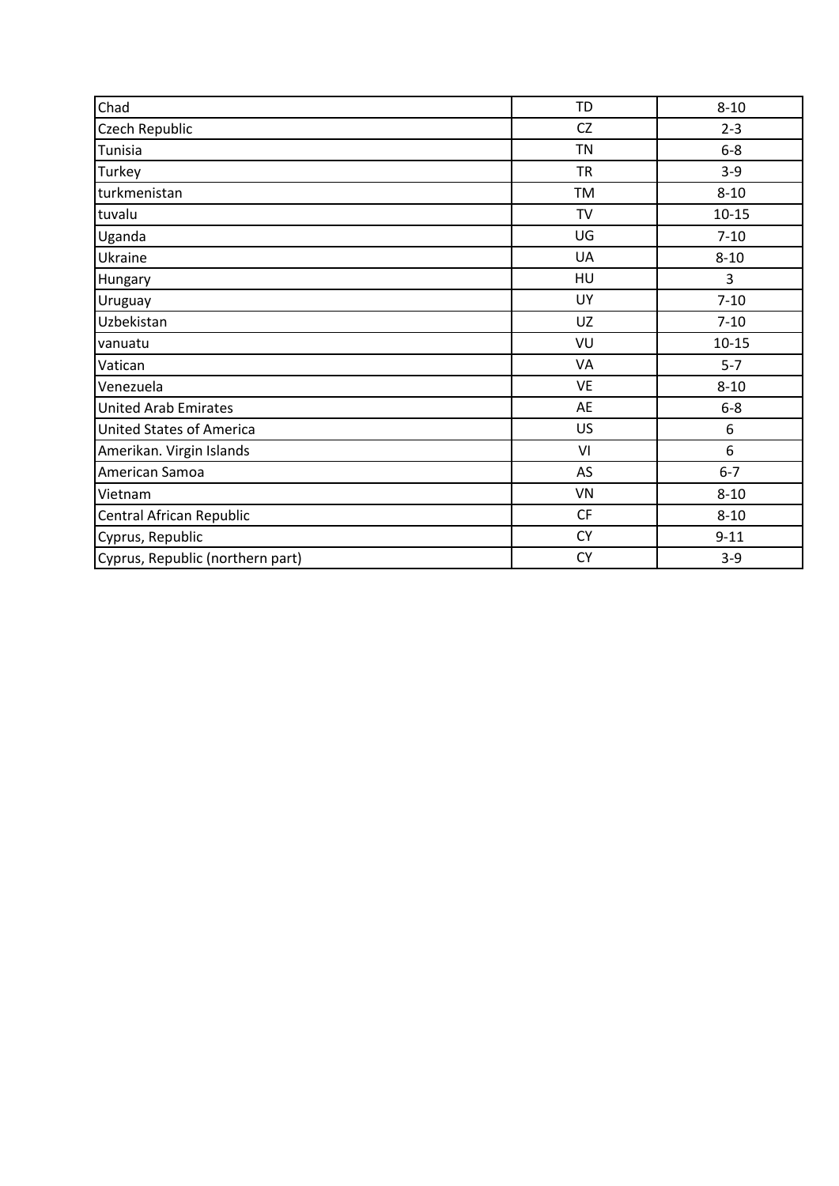| | | |
|---|---|---|
| Chad | TD | 8-10 |
| Czech Republic | CZ | 2-3 |
| Tunisia | TN | 6-8 |
| Turkey | TR | 3-9 |
| turkmenistan | TM | 8-10 |
| tuvalu | TV | 10-15 |
| Uganda | UG | 7-10 |
| Ukraine | UA | 8-10 |
| Hungary | HU | 3 |
| Uruguay | UY | 7-10 |
| Uzbekistan | UZ | 7-10 |
| vanuatu | VU | 10-15 |
| Vatican | VA | 5-7 |
| Venezuela | VE | 8-10 |
| United Arab Emirates | AE | 6-8 |
| United States of America | US | 6 |
| Amerikan. Virgin Islands | VI | 6 |
| American Samoa | AS | 6-7 |
| Vietnam | VN | 8-10 |
| Central African Republic | CF | 8-10 |
| Cyprus, Republic | CY | 9-11 |
| Cyprus, Republic (northern part) | CY | 3-9 |